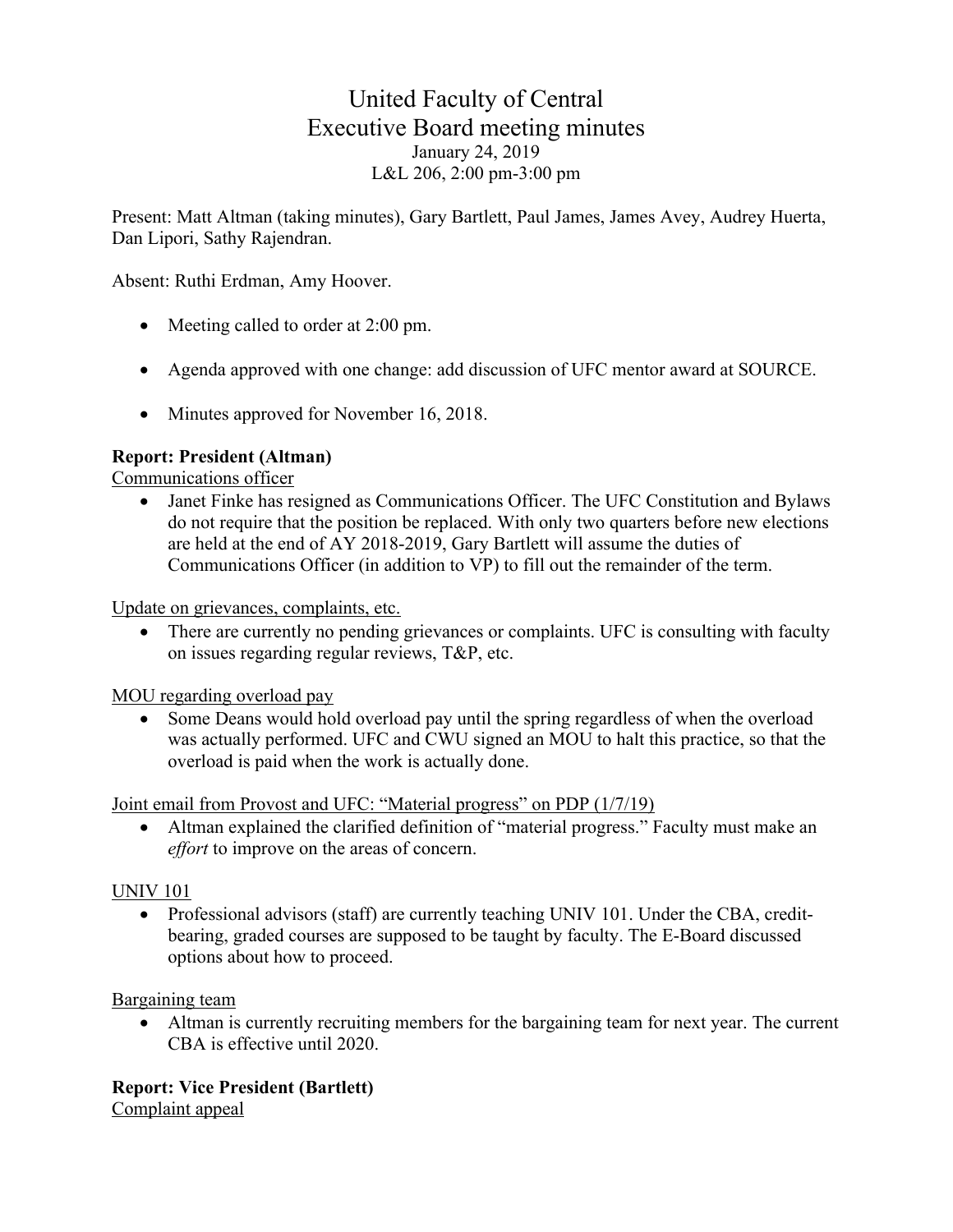# United Faculty of Central
## Executive Board meeting minutes

January 24, 2019
L&L 206, 2:00 pm-3:00 pm

Present: Matt Altman (taking minutes), Gary Bartlett, Paul James, James Avey, Audrey Huerta, Dan Lipori, Sathy Rajendran.

Absent: Ruthi Erdman, Amy Hoover.

- Meeting called to order at 2:00 pm.
- Agenda approved with one change: add discussion of UFC mentor award at SOURCE.
- Minutes approved for November 16, 2018.

**Report: President (Altman)**

Communications officer

- Janet Finke has resigned as Communications Officer. The UFC Constitution and Bylaws do not require that the position be replaced. With only two quarters before new elections are held at the end of AY 2018-2019, Gary Bartlett will assume the duties of Communications Officer (in addition to VP) to fill out the remainder of the term.

Update on grievances, complaints, etc.

- There are currently no pending grievances or complaints. UFC is consulting with faculty on issues regarding regular reviews, T&P, etc.

MOU regarding overload pay

- Some Deans would hold overload pay until the spring regardless of when the overload was actually performed. UFC and CWU signed an MOU to halt this practice, so that the overload is paid when the work is actually done.

Joint email from Provost and UFC: "Material progress" on PDP (1/7/19)

- Altman explained the clarified definition of "material progress." Faculty must make an *effort* to improve on the areas of concern.

UNIV 101

- Professional advisors (staff) are currently teaching UNIV 101. Under the CBA, credit-bearing, graded courses are supposed to be taught by faculty. The E-Board discussed options about how to proceed.

Bargaining team

- Altman is currently recruiting members for the bargaining team for next year. The current CBA is effective until 2020.

**Report: Vice President (Bartlett)**

Complaint appeal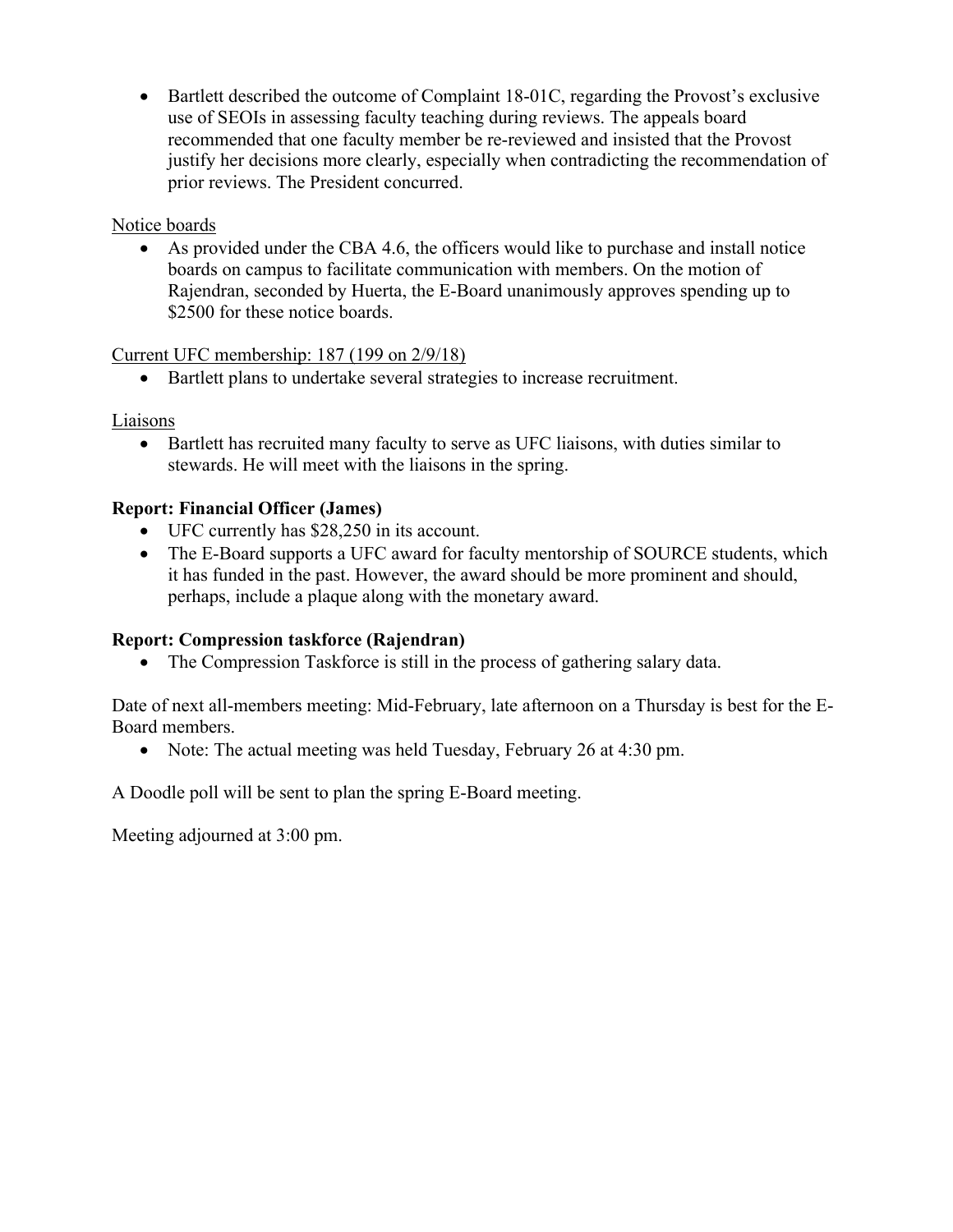- Bartlett described the outcome of Complaint 18-01C, regarding the Provost's exclusive use of SEOIs in assessing faculty teaching during reviews. The appeals board recommended that one faculty member be re-reviewed and insisted that the Provost justify her decisions more clearly, especially when contradicting the recommendation of prior reviews. The President concurred.

Notice boards

- As provided under the CBA 4.6, the officers would like to purchase and install notice boards on campus to facilitate communication with members. On the motion of Rajendran, seconded by Huerta, the E-Board unanimously approves spending up to $2500 for these notice boards.

Current UFC membership: 187 (199 on 2/9/18)

- Bartlett plans to undertake several strategies to increase recruitment.

Liaisons

- Bartlett has recruited many faculty to serve as UFC liaisons, with duties similar to stewards. He will meet with the liaisons in the spring.

**Report: Financial Officer (James)**

- UFC currently has $28,250 in its account.
- The E-Board supports a UFC award for faculty mentorship of SOURCE students, which it has funded in the past. However, the award should be more prominent and should, perhaps, include a plaque along with the monetary award.

**Report: Compression taskforce (Rajendran)**

- The Compression Taskforce is still in the process of gathering salary data.

Date of next all-members meeting: Mid-February, late afternoon on a Thursday is best for the E-Board members.

- Note: The actual meeting was held Tuesday, February 26 at 4:30 pm.

A Doodle poll will be sent to plan the spring E-Board meeting.

Meeting adjourned at 3:00 pm.